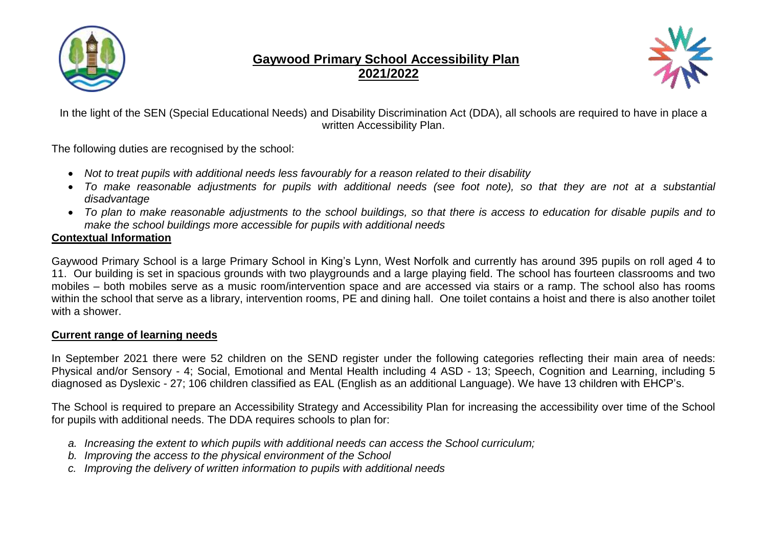# Gaywood Primary School Accessibility Plan 2021/2022

In the light of the SEN (Special Educational Needs) and Disability Discrimination Act (DDA), all schools are required to have in place a written Accessibility Plan.

The following duties are recognised by the school:

- *Not to treat pupils with additional needs less favourably for a reason related to their disability*
- *To make reasonable adjustments for pupils with additional needs (see foot note), so that they are not at a substantial disadvantage*
- *To plan to make reasonable adjustments to the school buildings, so that there is access to education for disable pupils and to make the school buildings more accessible for pupils with additional needs*

## Contextual Information

Gaywood Primary School is a large Primary School in King's Lynn, West Norfolk and currently has around 395 pupils on roll aged 4 to 11. Our building is set in spacious grounds with two playgrounds and a large playing field. The school has fourteen classrooms and two mobiles – both mobiles serve as a music room/intervention space and are accessed via stairs or a ramp. The school also has rooms within the school that serve as a library, intervention rooms, PE and dining hall. One toilet contains a hoist and there is also another toilet with a shower.

## Current range of learning needs

In September 2021 there were 52 children on the SEND register under the following categories reflecting their main area of needs: Physical and/or Sensory - 4; Social, Emotional and Mental Health including 4 ASD - 13; Speech, Cognition and Learning, including 5 diagnosed as Dyslexic - 27; 106 children classified as EAL (English as an additional Language). We have 13 children with EHCP's.

The School is required to prepare an Accessibility Strategy and Accessibility Plan for increasing the accessibility over time of the School for pupils with additional needs. The DDA requires schools to plan for:

a. *Increasing the extent to which pupils with additional needs can access the School curriculum;*
b. *Improving the access to the physical environment of the School*
c. *Improving the delivery of written information to pupils with additional needs*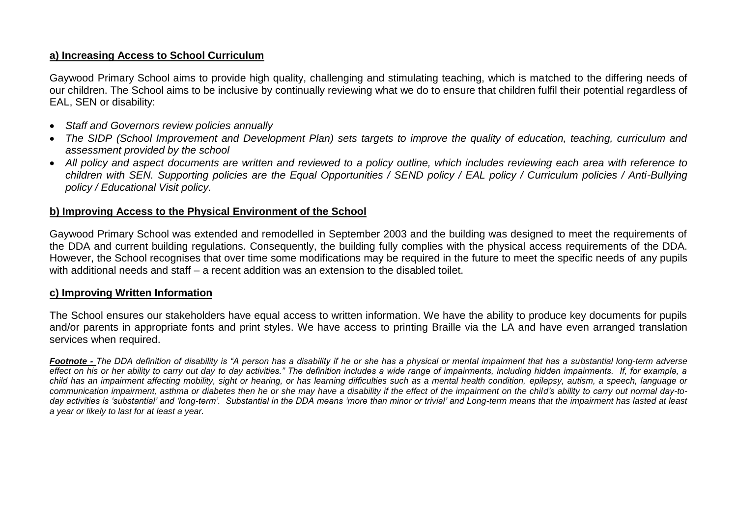**a) Increasing Access to School Curriculum**

Gaywood Primary School aims to provide high quality, challenging and stimulating teaching, which is matched to the differing needs of our children. The School aims to be inclusive by continually reviewing what we do to ensure that children fulfil their potential regardless of EAL, SEN or disability:

- *Staff and Governors review policies annually*
- *The SIDP (School Improvement and Development Plan) sets targets to improve the quality of education, teaching, curriculum and assessment provided by the school*
- *All policy and aspect documents are written and reviewed to a policy outline, which includes reviewing each area with reference to children with SEN. Supporting policies are the Equal Opportunities / SEND policy / EAL policy / Curriculum policies / Anti-Bullying policy / Educational Visit policy.*

**b) Improving Access to the Physical Environment of the School**

Gaywood Primary School was extended and remodelled in September 2003 and the building was designed to meet the requirements of the DDA and current building regulations. Consequently, the building fully complies with the physical access requirements of the DDA. However, the School recognises that over time some modifications may be required in the future to meet the specific needs of any pupils with additional needs and staff – a recent addition was an extension to the disabled toilet.

**c) Improving Written Information**

The School ensures our stakeholders have equal access to written information. We have the ability to produce key documents for pupils and/or parents in appropriate fonts and print styles. We have access to printing Braille via the LA and have even arranged translation services when required.

***Footnote -*** *The DDA definition of disability is "A person has a disability if he or she has a physical or mental impairment that has a substantial long-term adverse effect on his or her ability to carry out day to day activities." The definition includes a wide range of impairments, including hidden impairments. If, for example, a child has an impairment affecting mobility, sight or hearing, or has learning difficulties such as a mental health condition, epilepsy, autism, a speech, language or communication impairment, asthma or diabetes then he or she may have a disability if the effect of the impairment on the child's ability to carry out normal day-to-day activities is 'substantial' and 'long-term'. Substantial in the DDA means 'more than minor or trivial' and Long-term means that the impairment has lasted at least a year or likely to last for at least a year.*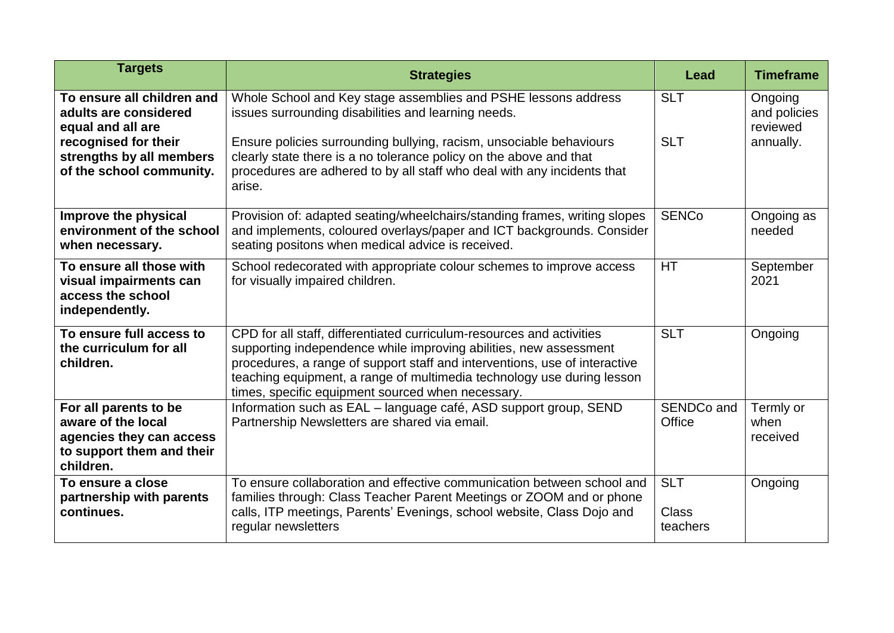| Targets | Strategies | Lead | Timeframe |
|---|---|---|---|
| **To ensure all children and adults are considered equal and all are recognised for their strengths by all members of the school community.** | Whole School and Key stage assemblies and PSHE lessons address issues surrounding disabilities and learning needs.<br><br>Ensure policies surrounding bullying, racism, unsociable behaviours clearly state there is a no tolerance policy on the above and that procedures are adhered to by all staff who deal with any incidents that arise. | SLT<br><br>SLT | Ongoing and policies reviewed annually. |
| **Improve the physical environment of the school when necessary.** | Provision of: adapted seating/wheelchairs/standing frames, writing slopes and implements, coloured overlays/paper and ICT backgrounds. Consider seating positons when medical advice is received. | SENCo | Ongoing as needed |
| **To ensure all those with visual impairments can access the school independently.** | School redecorated with appropriate colour schemes to improve access for visually impaired children. | HT | September 2021 |
| **To ensure full access to the curriculum for all children.** | CPD for all staff, differentiated curriculum-resources and activities supporting independence while improving abilities, new assessment procedures, a range of support staff and interventions, use of interactive teaching equipment, a range of multimedia technology use during lesson times, specific equipment sourced when necessary. | SLT | Ongoing |
| **For all parents to be aware of the local agencies they can access to support them and their children.** | Information such as EAL – language café, ASD support group, SEND Partnership Newsletters are shared via email. | SENDCo and Office | Termly or when received |
| **To ensure a close partnership with parents continues.** | To ensure collaboration and effective communication between school and families through: Class Teacher Parent Meetings or ZOOM and or phone calls, ITP meetings, Parents' Evenings, school website, Class Dojo and regular newsletters | SLT<br><br>Class teachers | Ongoing |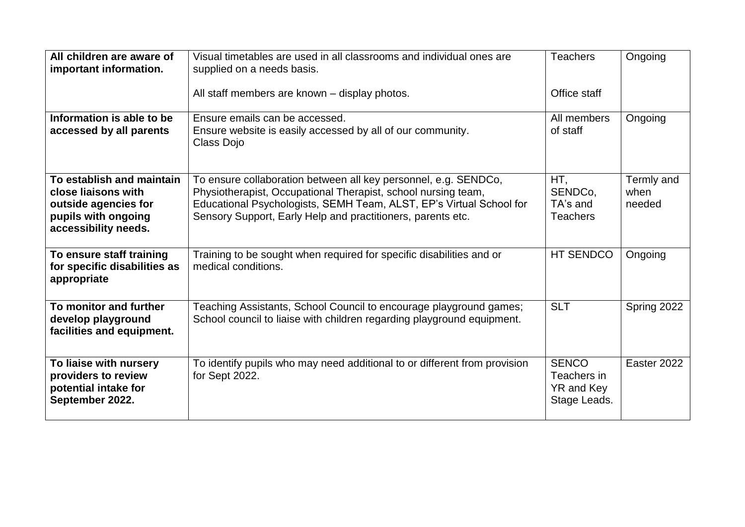| **All children are aware of important information.** | Visual timetables are used in all classrooms and individual ones are supplied on a needs basis.<br><br>All staff members are known – display photos. | Teachers<br><br>Office staff | Ongoing |
|---|---|---|---|
| **Information is able to be accessed by all parents** | Ensure emails can be accessed.<br>Ensure website is easily accessed by all of our community.<br>Class Dojo | All members of staff | Ongoing |
| **To establish and maintain close liaisons with outside agencies for pupils with ongoing accessibility needs.** | To ensure collaboration between all key personnel, e.g. SENDCo, Physiotherapist, Occupational Therapist, school nursing team, Educational Psychologists, SEMH Team, ALST, EP's Virtual School for Sensory Support, Early Help and practitioners, parents etc. | HT, SENDCo, TA's and Teachers | Termly and when needed |
| **To ensure staff training for specific disabilities as appropriate** | Training to be sought when required for specific disabilities and or medical conditions. | HT SENDCO | Ongoing |
| **To monitor and further develop playground facilities and equipment.** | Teaching Assistants, School Council to encourage playground games; School council to liaise with children regarding playground equipment. | SLT | Spring 2022 |
| **To liaise with nursery providers to review potential intake for September 2022.** | To identify pupils who may need additional to or different from provision for Sept 2022. | SENCO Teachers in YR and Key Stage Leads. | Easter 2022 |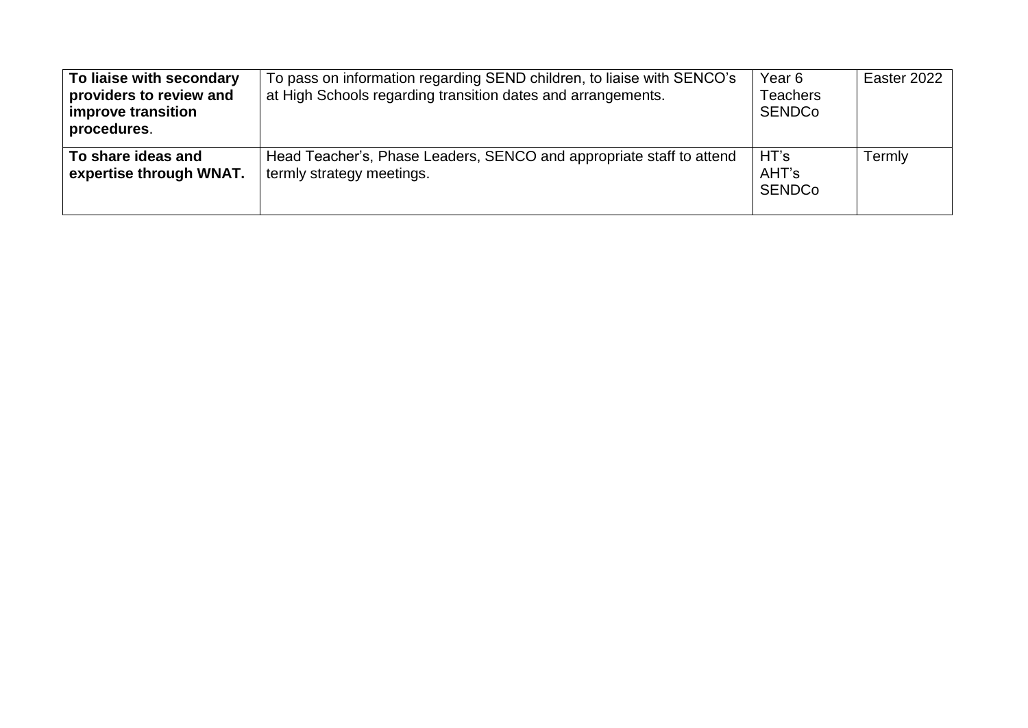| | | | |
|---|---|---|---|
| **To liaise with secondary providers to review and improve transition procedures**. | To pass on information regarding SEND children, to liaise with SENCO's at High Schools regarding transition dates and arrangements. | Year 6 Teachers SENDCo | Easter 2022 |
| **To share ideas and expertise through WNAT.** | Head Teacher's, Phase Leaders, SENCO and appropriate staff to attend termly strategy meetings. | HT's AHT's SENDCo | Termly |